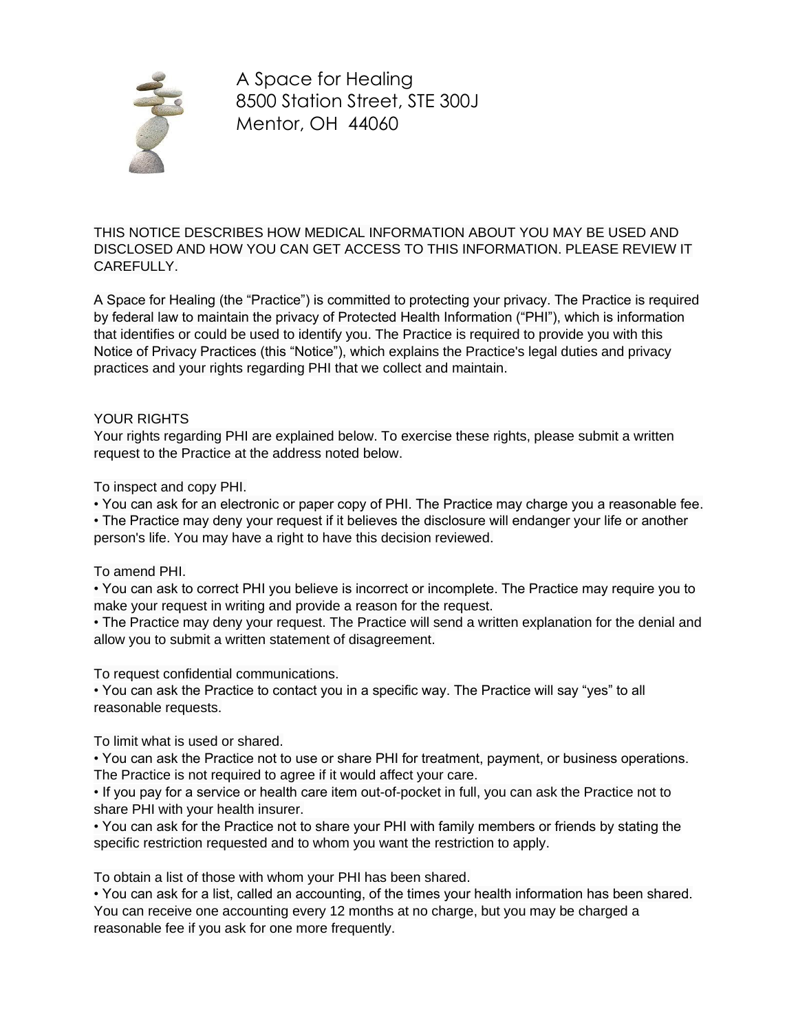A Space for Healing
8500 Station Street, STE 300J
Mentor, OH 44060

THIS NOTICE DESCRIBES HOW MEDICAL INFORMATION ABOUT YOU MAY BE USED AND DISCLOSED AND HOW YOU CAN GET ACCESS TO THIS INFORMATION. PLEASE REVIEW IT CAREFULLY.

A Space for Healing (the "Practice") is committed to protecting your privacy. The Practice is required by federal law to maintain the privacy of Protected Health Information ("PHI"), which is information that identifies or could be used to identify you. The Practice is required to provide you with this Notice of Privacy Practices (this "Notice"), which explains the Practice's legal duties and privacy practices and your rights regarding PHI that we collect and maintain.

## YOUR RIGHTS

Your rights regarding PHI are explained below. To exercise these rights, please submit a written request to the Practice at the address noted below.

To inspect and copy PHI.

- You can ask for an electronic or paper copy of PHI. The Practice may charge you a reasonable fee.
- The Practice may deny your request if it believes the disclosure will endanger your life or another person's life. You may have a right to have this decision reviewed.

To amend PHI.

- You can ask to correct PHI you believe is incorrect or incomplete. The Practice may require you to make your request in writing and provide a reason for the request.
- The Practice may deny your request. The Practice will send a written explanation for the denial and allow you to submit a written statement of disagreement.

To request confidential communications.

- You can ask the Practice to contact you in a specific way. The Practice will say "yes" to all reasonable requests.

To limit what is used or shared.

- You can ask the Practice not to use or share PHI for treatment, payment, or business operations. The Practice is not required to agree if it would affect your care.
- If you pay for a service or health care item out-of-pocket in full, you can ask the Practice not to share PHI with your health insurer.
- You can ask for the Practice not to share your PHI with family members or friends by stating the specific restriction requested and to whom you want the restriction to apply.

To obtain a list of those with whom your PHI has been shared.

- You can ask for a list, called an accounting, of the times your health information has been shared. You can receive one accounting every 12 months at no charge, but you may be charged a reasonable fee if you ask for one more frequently.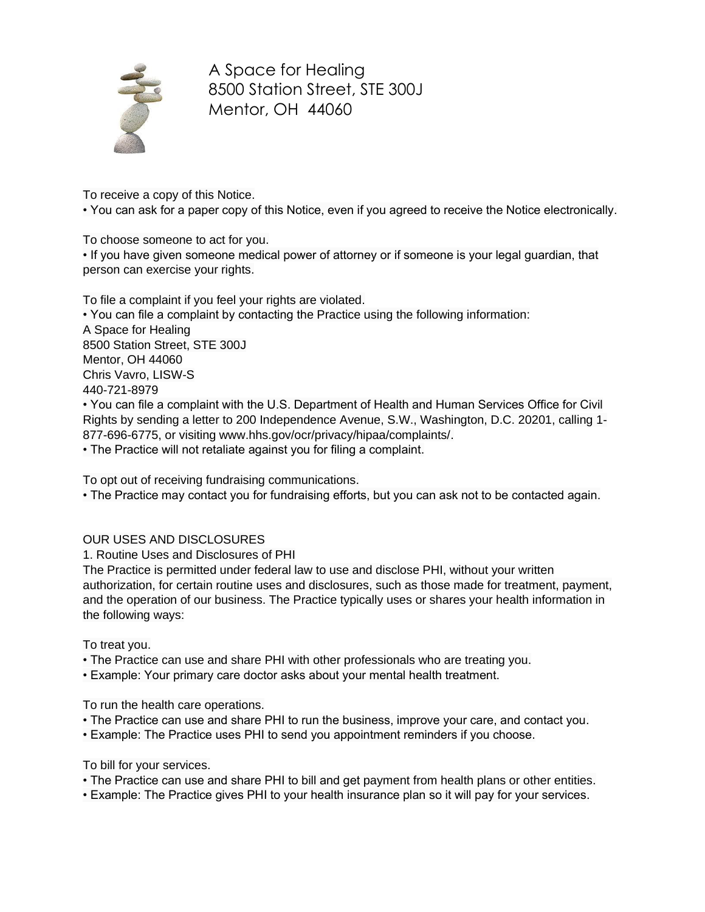A Space for Healing
8500 Station Street, STE 300J
Mentor, OH 44060

To receive a copy of this Notice.
• You can ask for a paper copy of this Notice, even if you agreed to receive the Notice electronically.

To choose someone to act for you.
• If you have given someone medical power of attorney or if someone is your legal guardian, that person can exercise your rights.

To file a complaint if you feel your rights are violated.
• You can file a complaint by contacting the Practice using the following information:
A Space for Healing
8500 Station Street, STE 300J
Mentor, OH 44060
Chris Vavro, LISW-S
440-721-8979
• You can file a complaint with the U.S. Department of Health and Human Services Office for Civil Rights by sending a letter to 200 Independence Avenue, S.W., Washington, D.C. 20201, calling 1-877-696-6775, or visiting www.hhs.gov/ocr/privacy/hipaa/complaints/.
• The Practice will not retaliate against you for filing a complaint.

To opt out of receiving fundraising communications.
• The Practice may contact you for fundraising efforts, but you can ask not to be contacted again.

OUR USES AND DISCLOSURES

1. Routine Uses and Disclosures of PHI

The Practice is permitted under federal law to use and disclose PHI, without your written authorization, for certain routine uses and disclosures, such as those made for treatment, payment, and the operation of our business. The Practice typically uses or shares your health information in the following ways:

To treat you.
• The Practice can use and share PHI with other professionals who are treating you.
• Example: Your primary care doctor asks about your mental health treatment.

To run the health care operations.
• The Practice can use and share PHI to run the business, improve your care, and contact you.
• Example: The Practice uses PHI to send you appointment reminders if you choose.

To bill for your services.
• The Practice can use and share PHI to bill and get payment from health plans or other entities.
• Example: The Practice gives PHI to your health insurance plan so it will pay for your services.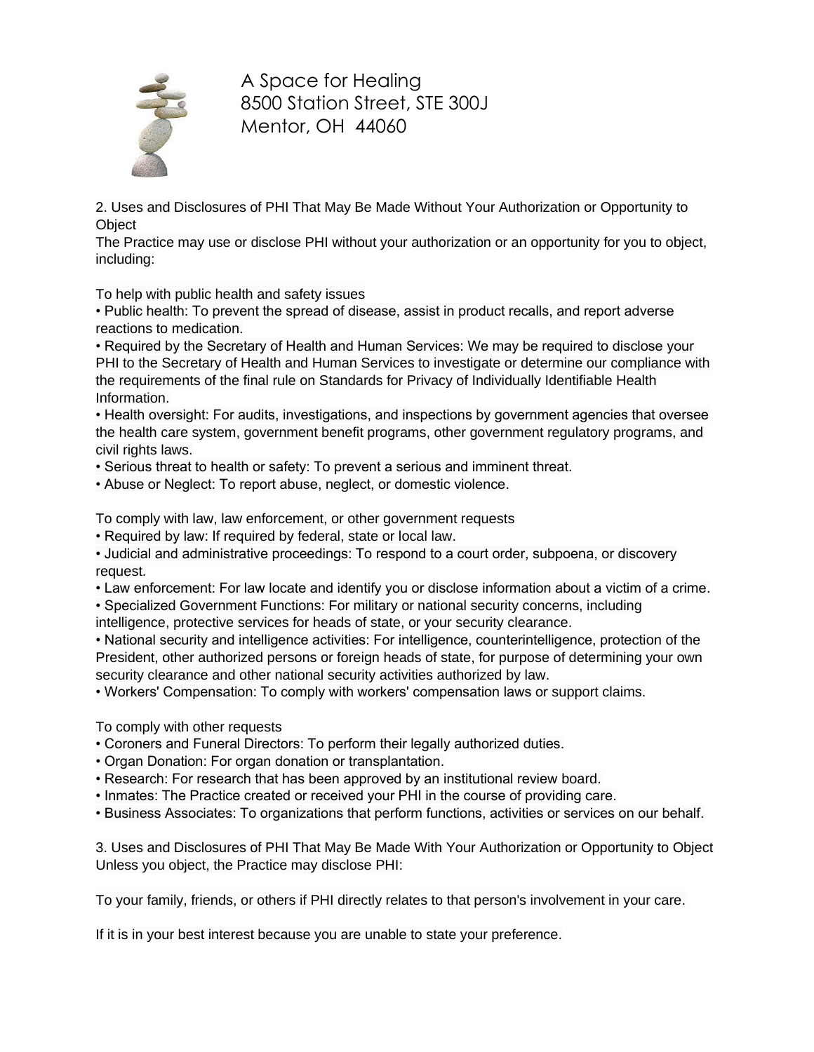A Space for Healing
8500 Station Street, STE 300J
Mentor, OH 44060

2. Uses and Disclosures of PHI That May Be Made Without Your Authorization or Opportunity to Object

The Practice may use or disclose PHI without your authorization or an opportunity for you to object, including:

To help with public health and safety issues

- Public health: To prevent the spread of disease, assist in product recalls, and report adverse reactions to medication.
- Required by the Secretary of Health and Human Services: We may be required to disclose your PHI to the Secretary of Health and Human Services to investigate or determine our compliance with the requirements of the final rule on Standards for Privacy of Individually Identifiable Health Information.
- Health oversight: For audits, investigations, and inspections by government agencies that oversee the health care system, government benefit programs, other government regulatory programs, and civil rights laws.
- Serious threat to health or safety: To prevent a serious and imminent threat.
- Abuse or Neglect: To report abuse, neglect, or domestic violence.

To comply with law, law enforcement, or other government requests

- Required by law: If required by federal, state or local law.
- Judicial and administrative proceedings: To respond to a court order, subpoena, or discovery request.
- Law enforcement: For law locate and identify you or disclose information about a victim of a crime.
- Specialized Government Functions: For military or national security concerns, including intelligence, protective services for heads of state, or your security clearance.
- National security and intelligence activities: For intelligence, counterintelligence, protection of the President, other authorized persons or foreign heads of state, for purpose of determining your own security clearance and other national security activities authorized by law.
- Workers' Compensation: To comply with workers' compensation laws or support claims.

To comply with other requests

- Coroners and Funeral Directors: To perform their legally authorized duties.
- Organ Donation: For organ donation or transplantation.
- Research: For research that has been approved by an institutional review board.
- Inmates: The Practice created or received your PHI in the course of providing care.
- Business Associates: To organizations that perform functions, activities or services on our behalf.

3. Uses and Disclosures of PHI That May Be Made With Your Authorization or Opportunity to Object

Unless you object, the Practice may disclose PHI:

To your family, friends, or others if PHI directly relates to that person's involvement in your care.

If it is in your best interest because you are unable to state your preference.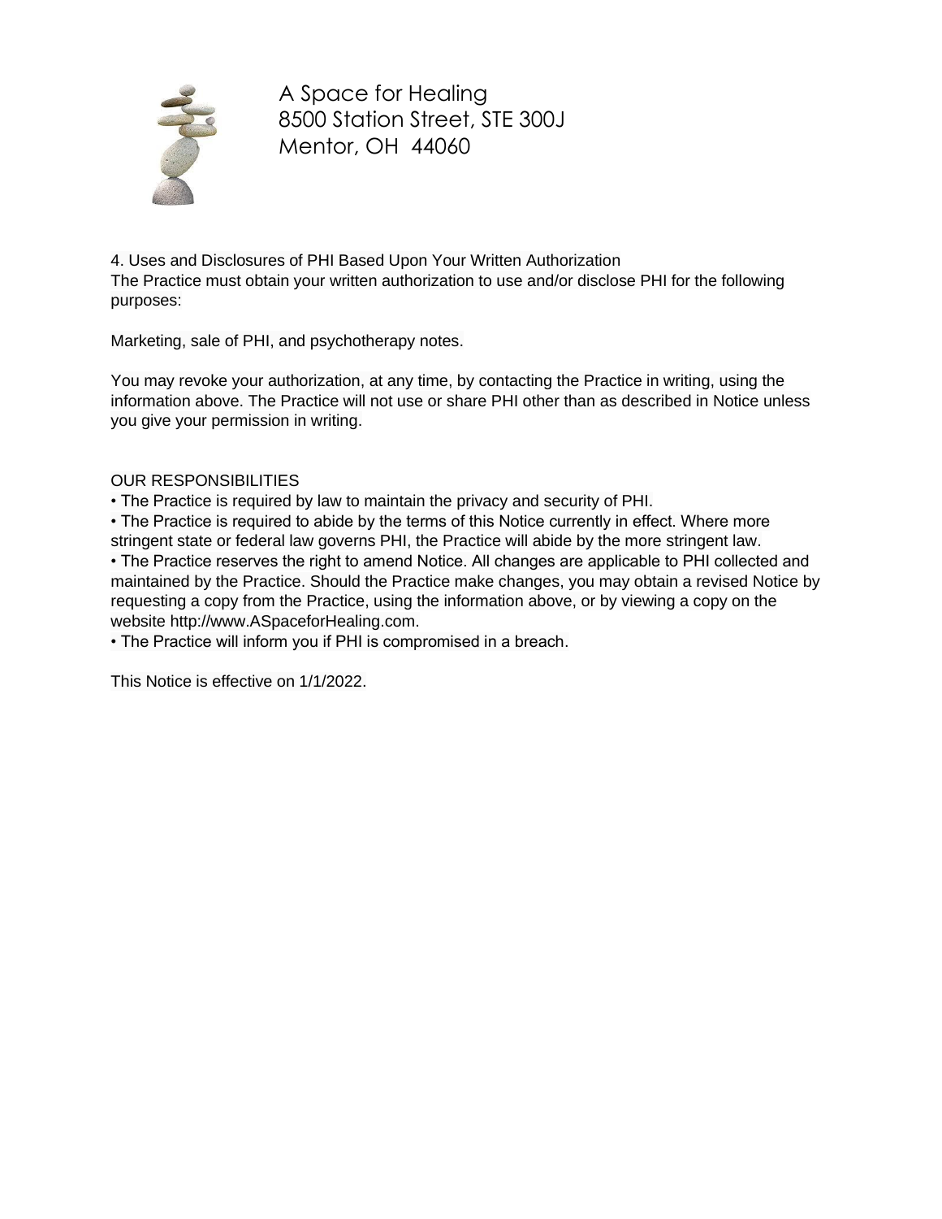A Space for Healing
8500 Station Street, STE 300J
Mentor, OH 44060

4. Uses and Disclosures of PHI Based Upon Your Written Authorization

The Practice must obtain your written authorization to use and/or disclose PHI for the following purposes:

Marketing, sale of PHI, and psychotherapy notes.

You may revoke your authorization, at any time, by contacting the Practice in writing, using the information above. The Practice will not use or share PHI other than as described in Notice unless you give your permission in writing.

OUR RESPONSIBILITIES

- The Practice is required by law to maintain the privacy and security of PHI.
- The Practice is required to abide by the terms of this Notice currently in effect. Where more stringent state or federal law governs PHI, the Practice will abide by the more stringent law.
- The Practice reserves the right to amend Notice. All changes are applicable to PHI collected and maintained by the Practice. Should the Practice make changes, you may obtain a revised Notice by requesting a copy from the Practice, using the information above, or by viewing a copy on the website http://www.ASpaceforHealing.com.
- The Practice will inform you if PHI is compromised in a breach.

This Notice is effective on 1/1/2022.